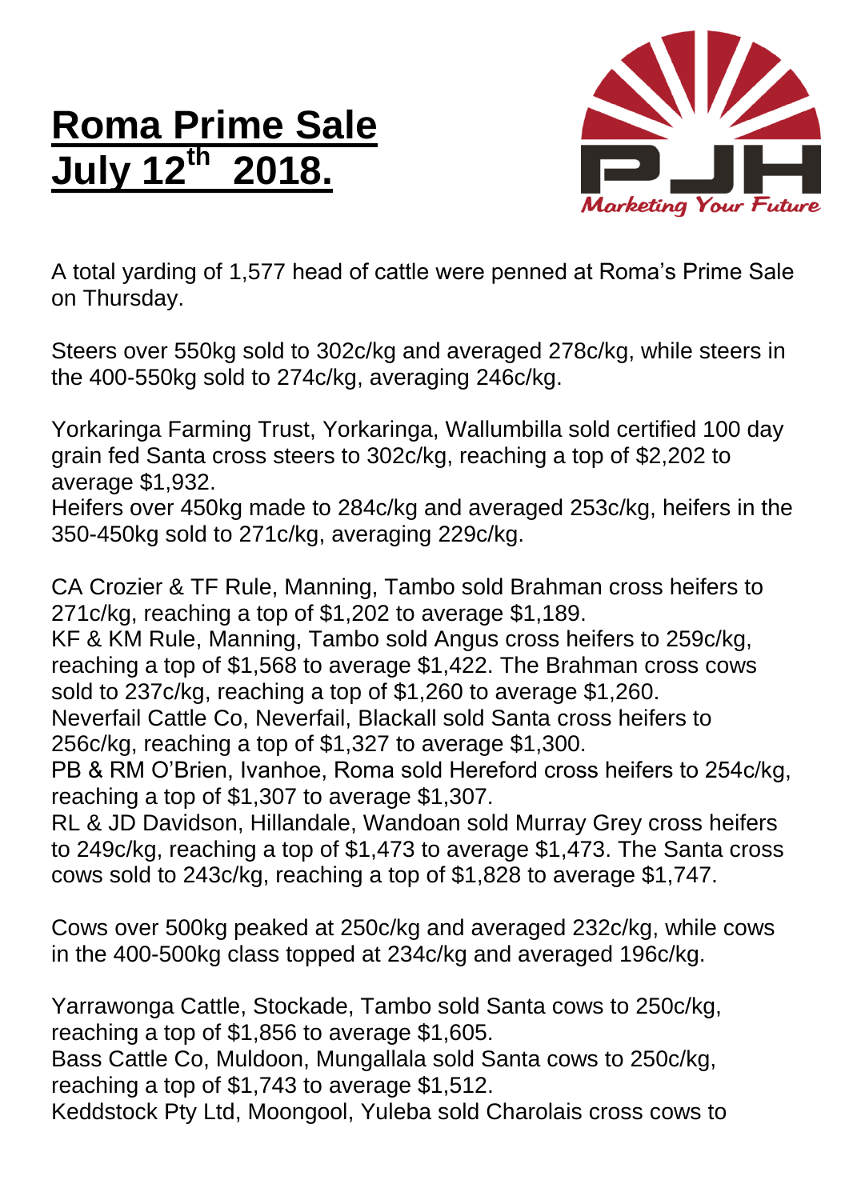# Roma Prime Sale July 12th 2018.

A total yarding of 1,577 head of cattle were penned at Roma's Prime Sale on Thursday.

Steers over 550kg sold to 302c/kg and averaged 278c/kg, while steers in the 400-550kg sold to 274c/kg, averaging 246c/kg.

Yorkaringa Farming Trust, Yorkaringa, Wallumbilla sold certified 100 day grain fed Santa cross steers to 302c/kg, reaching a top of $2,202 to average $1,932.
Heifers over 450kg made to 284c/kg and averaged 253c/kg, heifers in the 350-450kg sold to 271c/kg, averaging 229c/kg.

CA Crozier & TF Rule, Manning, Tambo sold Brahman cross heifers to 271c/kg, reaching a top of $1,202 to average $1,189.
KF & KM Rule, Manning, Tambo sold Angus cross heifers to 259c/kg, reaching a top of $1,568 to average $1,422. The Brahman cross cows sold to 237c/kg, reaching a top of $1,260 to average $1,260.
Neverfail Cattle Co, Neverfail, Blackall sold Santa cross heifers to 256c/kg, reaching a top of $1,327 to average $1,300.
PB & RM O'Brien, Ivanhoe, Roma sold Hereford cross heifers to 254c/kg, reaching a top of $1,307 to average $1,307.
RL & JD Davidson, Hillandale, Wandoan sold Murray Grey cross heifers to 249c/kg, reaching a top of $1,473 to average $1,473. The Santa cross cows sold to 243c/kg, reaching a top of $1,828 to average $1,747.

Cows over 500kg peaked at 250c/kg and averaged 232c/kg, while cows in the 400-500kg class topped at 234c/kg and averaged 196c/kg.

Yarrawonga Cattle, Stockade, Tambo sold Santa cows to 250c/kg, reaching a top of $1,856 to average $1,605.
Bass Cattle Co, Muldoon, Mungallala sold Santa cows to 250c/kg, reaching a top of $1,743 to average $1,512.
Keddstock Pty Ltd, Moongool, Yuleba sold Charolais cross cows to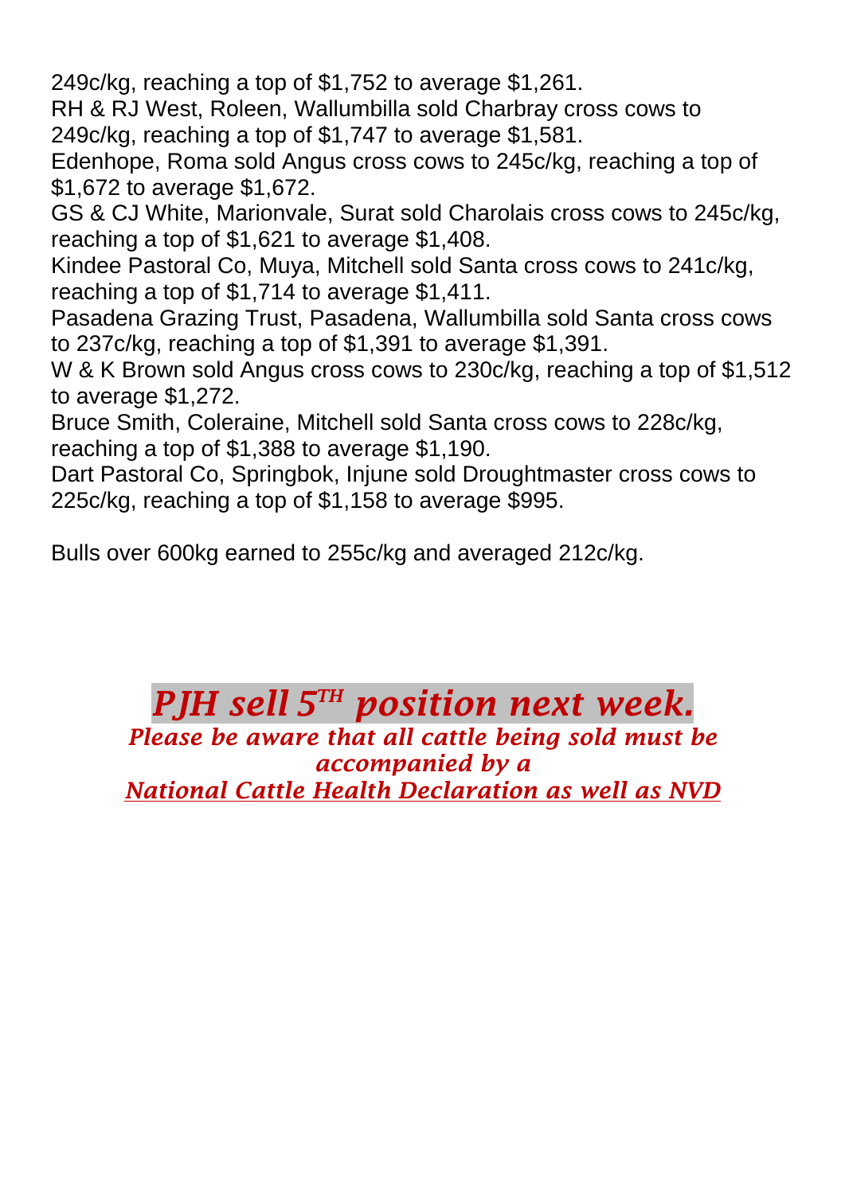249c/kg, reaching a top of $1,752 to average $1,261.
RH & RJ West, Roleen, Wallumbilla sold Charbray cross cows to 249c/kg, reaching a top of $1,747 to average $1,581.
Edenhope, Roma sold Angus cross cows to 245c/kg, reaching a top of $1,672 to average $1,672.
GS & CJ White, Marionvale, Surat sold Charolais cross cows to 245c/kg, reaching a top of $1,621 to average $1,408.
Kindee Pastoral Co, Muya, Mitchell sold Santa cross cows to 241c/kg, reaching a top of $1,714 to average $1,411.
Pasadena Grazing Trust, Pasadena, Wallumbilla sold Santa cross cows to 237c/kg, reaching a top of $1,391 to average $1,391.
W & K Brown sold Angus cross cows to 230c/kg, reaching a top of $1,512 to average $1,272.
Bruce Smith, Coleraine, Mitchell sold Santa cross cows to 228c/kg, reaching a top of $1,388 to average $1,190.
Dart Pastoral Co, Springbok, Injune sold Droughtmaster cross cows to 225c/kg, reaching a top of $1,158 to average $995.

Bulls over 600kg earned to 255c/kg and averaged 212c/kg.

## *PJH sell 5TH position next week.*

***Please be aware that all cattle being sold must be accompanied by a National Cattle Health Declaration as well as NVD***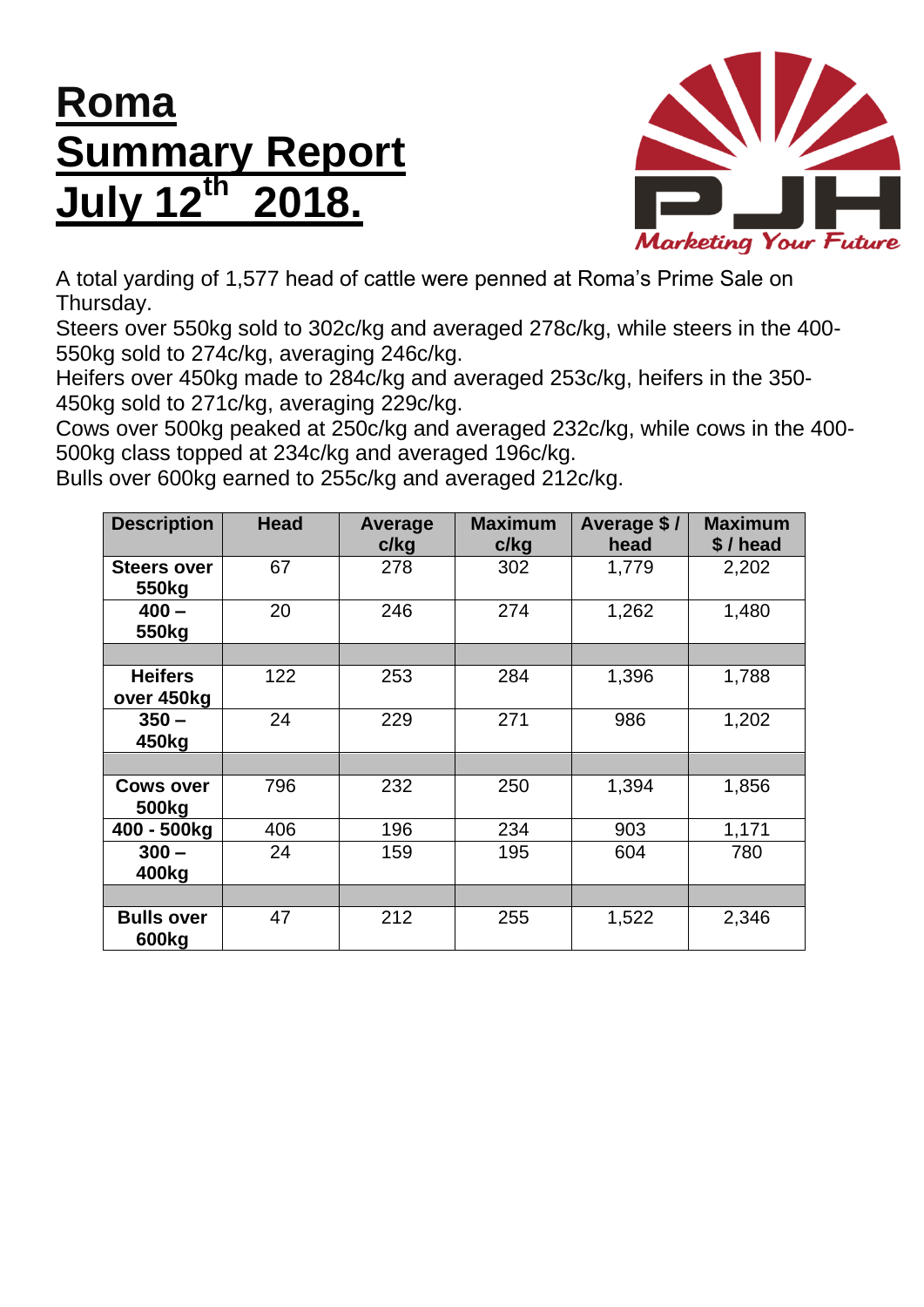# Roma Summary Report July 12th 2018.

Marketing Your Future

A total yarding of 1,577 head of cattle were penned at Roma's Prime Sale on Thursday.

Steers over 550kg sold to 302c/kg and averaged 278c/kg, while steers in the 400-550kg sold to 274c/kg, averaging 246c/kg.

Heifers over 450kg made to 284c/kg and averaged 253c/kg, heifers in the 350-450kg sold to 271c/kg, averaging 229c/kg.

Cows over 500kg peaked at 250c/kg and averaged 232c/kg, while cows in the 400-500kg class topped at 234c/kg and averaged 196c/kg.

Bulls over 600kg earned to 255c/kg and averaged 212c/kg.

| Description | Head | Average c/kg | Maximum c/kg | Average $ / head | Maximum $ / head |
|---|---|---|---|---|---|
| **Steers over 550kg** | 67 | 278 | 302 | 1,779 | 2,202 |
| **400 – 550kg** | 20 | 246 | 274 | 1,262 | 1,480 |
| | | | | | |
| **Heifers over 450kg** | 122 | 253 | 284 | 1,396 | 1,788 |
| **350 – 450kg** | 24 | 229 | 271 | 986 | 1,202 |
| | | | | | |
| **Cows over 500kg** | 796 | 232 | 250 | 1,394 | 1,856 |
| **400 - 500kg** | 406 | 196 | 234 | 903 | 1,171 |
| **300 – 400kg** | 24 | 159 | 195 | 604 | 780 |
| | | | | | |
| **Bulls over 600kg** | 47 | 212 | 255 | 1,522 | 2,346 |